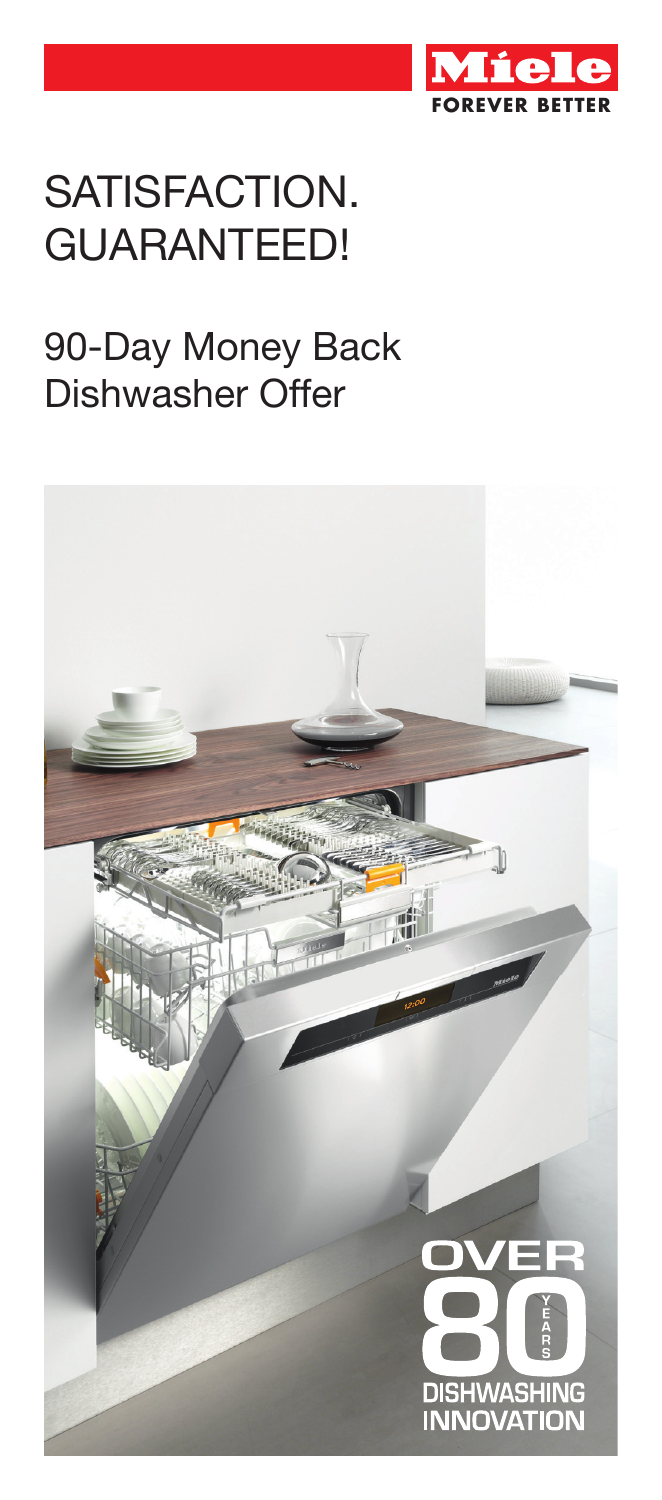Miele

FOREVER BETTER

# SATISFACTION. GUARANTEED!

## 90-Day Money Back Dishwasher Offer

OVER 80 YEARS DISHWASHING INNOVATION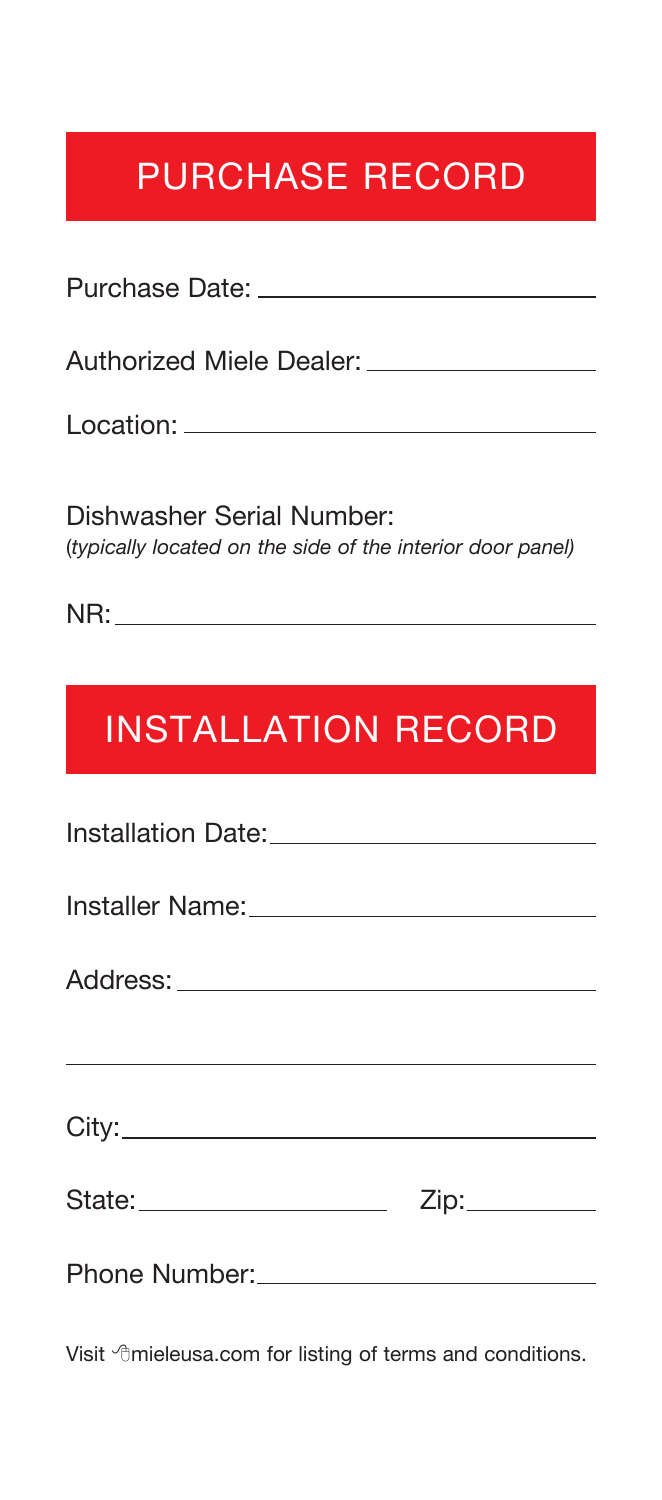# PURCHASE RECORD

Purchase Date: ________________________

Authorized Miele Dealer: ________________

Location: ________________________________

Dishwasher Serial Number:
(*typically located on the side of the interior door panel)*

NR: _____________________________________

# INSTALLATION RECORD

Installation Date: _______________________

Installer Name: _________________________

Address: _______________________________

_______________________________________

City: ___________________________________

State: __________________ Zip: _________

Phone Number: __________________________

Visit mieleusa.com for listing of terms and conditions.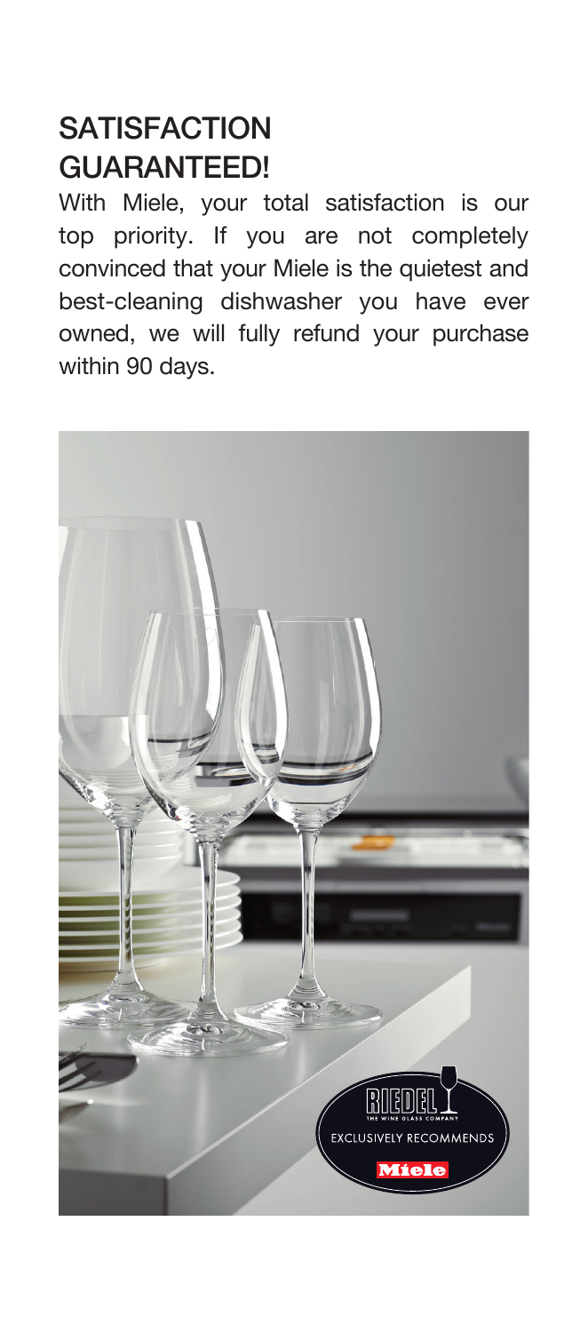## SATISFACTION GUARANTEED!

With Miele, your total satisfaction is our top priority. If you are not completely convinced that your Miele is the quietest and best-cleaning dishwasher you have ever owned, we will fully refund your purchase within 90 days.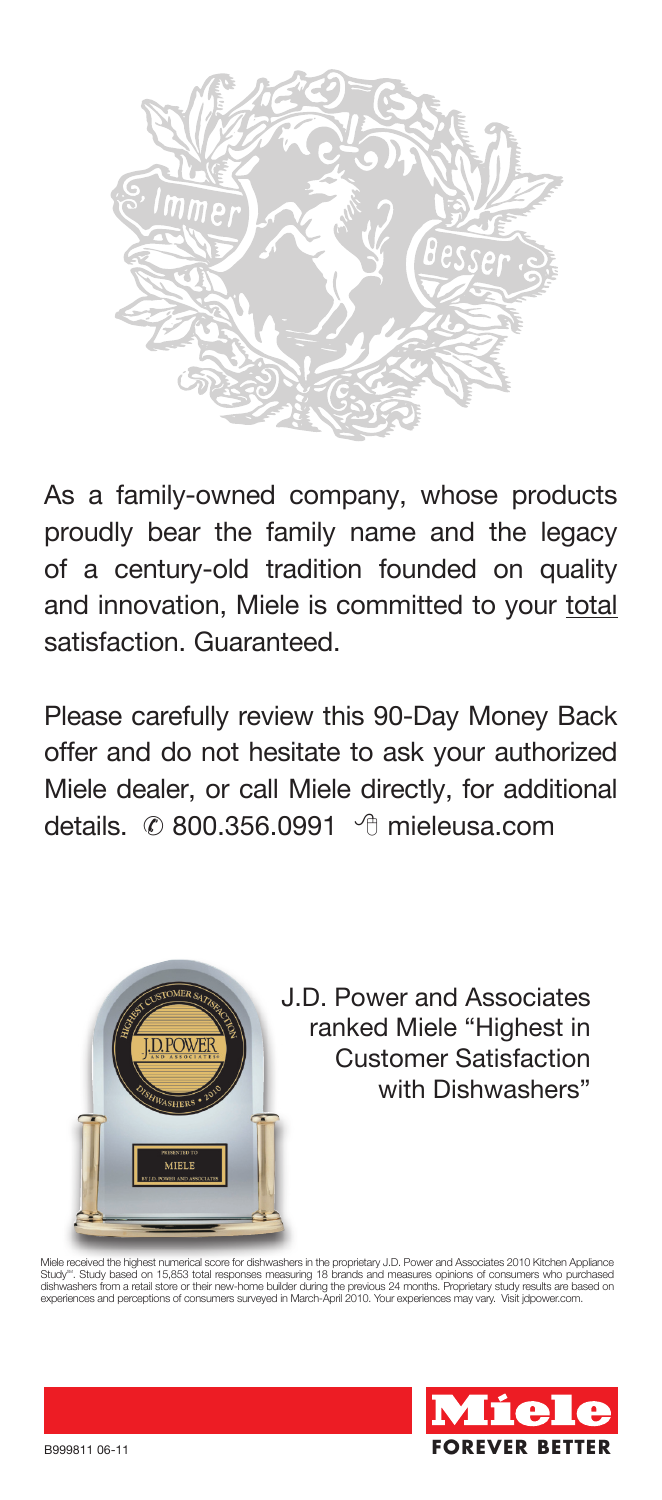As a family-owned company, whose products proudly bear the family name and the legacy of a century-old tradition founded on quality and innovation, Miele is committed to your total satisfaction. Guaranteed.

Please carefully review this 90-Day Money Back offer and do not hesitate to ask your authorized Miele dealer, or call Miele directly, for additional details. ✆ 800.356.0991 mieleusa.com

J.D. Power and Associates ranked Miele "Highest in Customer Satisfaction with Dishwashers"

Miele received the highest numerical score for dishwashers in the proprietary J.D. Power and Associates 2010 Kitchen Appliance Study℠. Study based on 15,853 total responses measuring 18 brands and measures opinions of consumers who purchased dishwashers from a retail store or their new-home builder during the previous 24 months. Proprietary study results are based on experiences and perceptions of consumers surveyed in March-April 2010. Your experiences may vary. Visit jdpower.com.

B999811 06-11